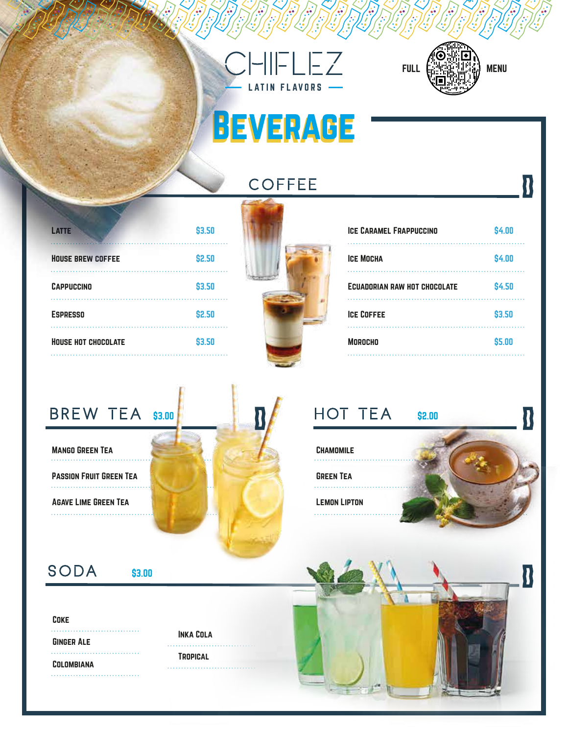# CHIFLEZ

LATIN FLAVORS

FULL MENU

# BEVERAGE

## COFFEE

| Item | Price |
| --- | --- |
| Latte | $3.50 |
| House Brew Coffee | $2.50 |
| Cappuccino | $3.50 |
| Espresso | $2.50 |
| House Hot Chocolate | $3.50 |
| Ice Caramel Frappuccino | $4.00 |
| Ice Mocha | $4.00 |
| Ecuadorian Raw Hot Chocolate | $4.50 |
| Ice Coffee | $3.50 |
| Morocho | $5.00 |

## BREW TEA $3.00

- Mango Green Tea
- Passion Fruit Green Tea
- Agave Lime Green Tea

## HOT TEA $2.00

- Chamomile
- Green Tea
- Lemon Lipton

## SODA $3.00

- Coke
- Ginger Ale
- Colombiana
- Inka Cola
- Tropical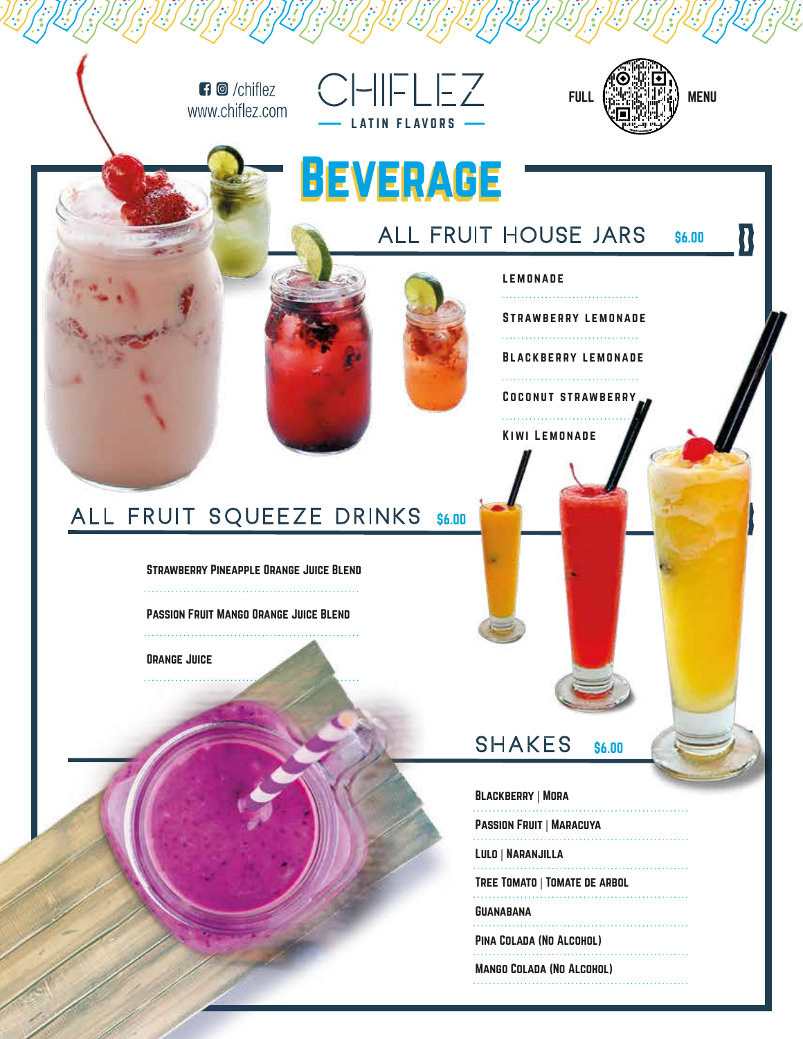/chiflez
www.chiflez.com

# CHIFLEZ

LATIN FLAVORS

FULL MENU

# BEVERAGE

## ALL FRUIT HOUSE JARS $6.00

- LEMONADE
- STRAWBERRY LEMONADE
- BLACKBERRY LEMONADE
- COCONUT STRAWBERRY
- KIWI LEMONADE

## ALL FRUIT SQUEEZE DRINKS $6.00

- STRAWBERRY PINEAPPLE ORANGE JUICE BLEND
- PASSION FRUIT MANGO ORANGE JUICE BLEND
- ORANGE JUICE

## SHAKES $6.00

- BLACKBERRY | MORA
- PASSION FRUIT | MARACUYA
- LULO | NARANJILLA
- TREE TOMATO | TOMATE DE ARBOL
- GUANABANA
- PINA COLADA (NO ALCOHOL)
- MANGO COLADA (NO ALCOHOL)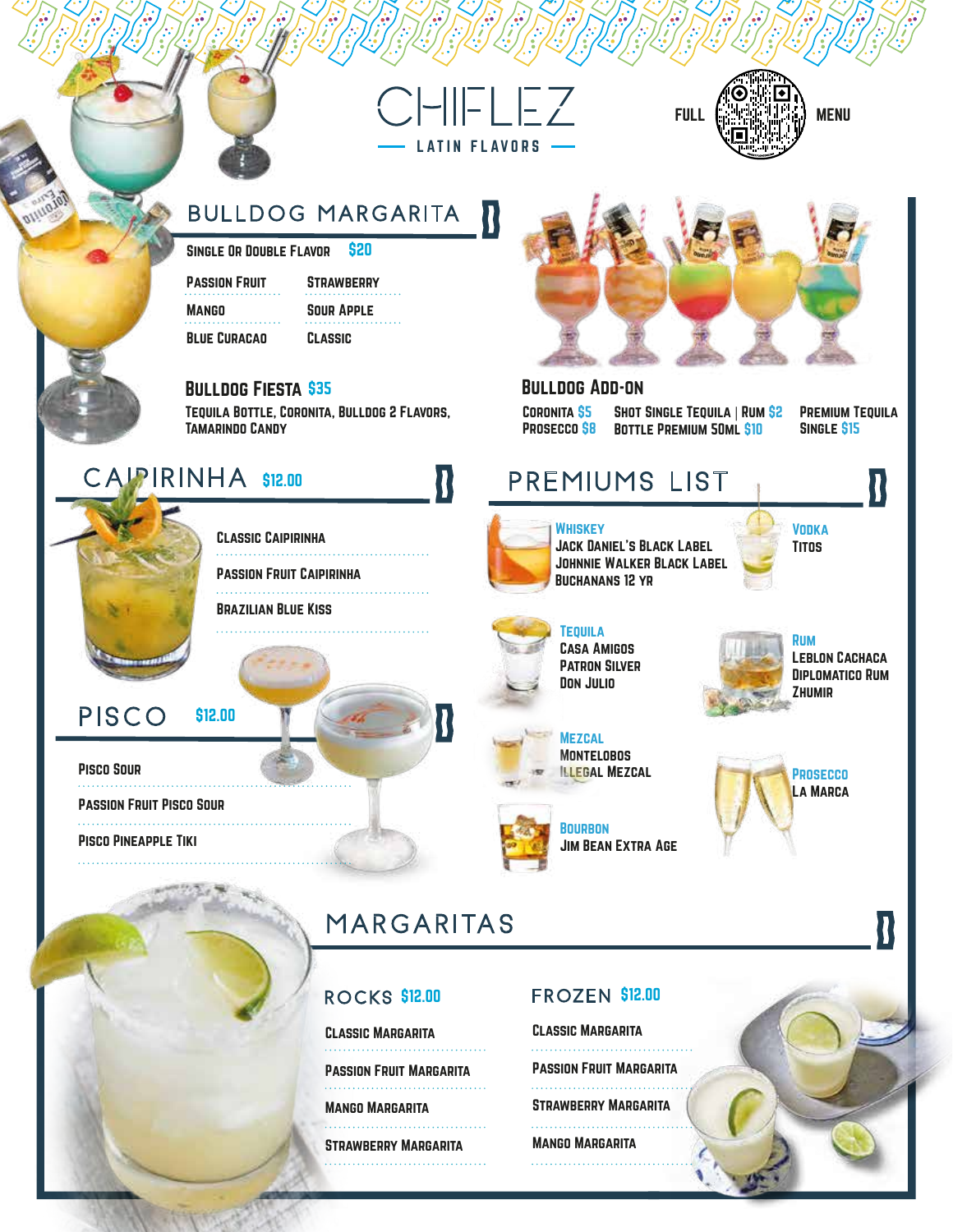# CHIFLEZ

LATIN FLAVORS

FULL MENU

## BULLDOG MARGARITA

**Single or Double Flavor $20**

- Passion Fruit
- Strawberry
- Mango
- Sour Apple
- Blue Curacao
- Classic

**Bulldog Fiesta $35**

Tequila Bottle, Coronita, Bulldog 2 Flavors, Tamarindo Candy

### Bulldog Add-On

- Coronita $5
- Prosecco $8
- Shot Single Tequila | Rum $2
- Bottle Premium 50ml $10
- Premium Tequila Single $15

## CAIPIRINHA $12.00

- Classic Caipirinha
- Passion Fruit Caipirinha
- Brazilian Blue Kiss

## PISCO $12.00

- Pisco Sour
- Passion Fruit Pisco Sour
- Pisco Pineapple Tiki

## PREMIUMS LIST

**Whiskey**
- Jack Daniel's Black Label
- Johnnie Walker Black Label
- Buchanans 12 yr

**Vodka**
- Titos

**Tequila**
- Casa Amigos
- Patron Silver
- Don Julio

**Rum**
- Leblon Cachaca
- Diplomatico Rum
- Zhumir

**Mezcal**
- Montelobos
- Illegal Mezcal

**Prosecco**
- La Marca

**Bourbon**
- Jim Bean Extra Age

## MARGARITAS

### ROCKS $12.00

- Classic Margarita
- Passion Fruit Margarita
- Mango Margarita
- Strawberry Margarita

### FROZEN $12.00

- Classic Margarita
- Passion Fruit Margarita
- Strawberry Margarita
- Mango Margarita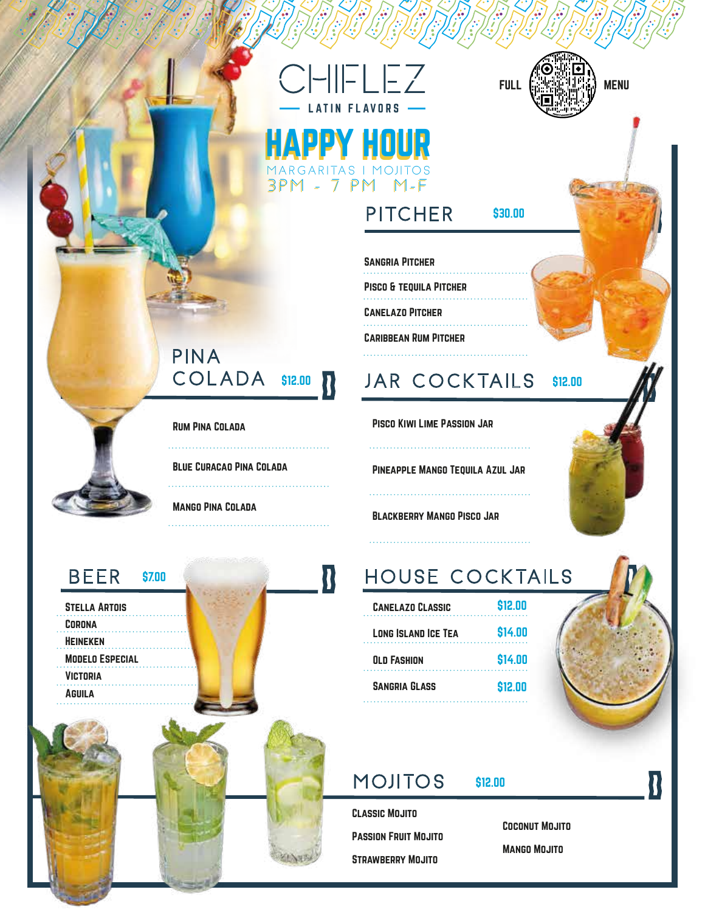# CHIFLEZ

LATIN FLAVORS

FULL MENU

## HAPPY HOUR

MARGARITAS | MOJITOS

3PM - 7 PM M-F

## PITCHER $30.00

- Sangria Pitcher
- Pisco & Tequila Pitcher
- Canelazo Pitcher
- Caribbean Rum Pitcher

## PINA COLADA $12.00

- Rum Pina Colada
- Blue Curacao Pina Colada
- Mango Pina Colada

## JAR COCKTAILS $12.00

- Pisco Kiwi Lime Passion Jar
- Pineapple Mango Tequila Azul Jar
- Blackberry Mango Pisco Jar

## BEER $7.00

- Stella Artois
- Corona
- Heineken
- Modelo Especial
- Victoria
- Aguila

## HOUSE COCKTAILS

| | |
|---|---|
| Canelazo Classic | $12.00 |
| Long Island Ice Tea | $14.00 |
| Old Fashion | $14.00 |
| Sangria Glass | $12.00 |

## MOJITOS $12.00

- Classic Mojito
- Passion Fruit Mojito
- Strawberry Mojito
- Coconut Mojito
- Mango Mojito